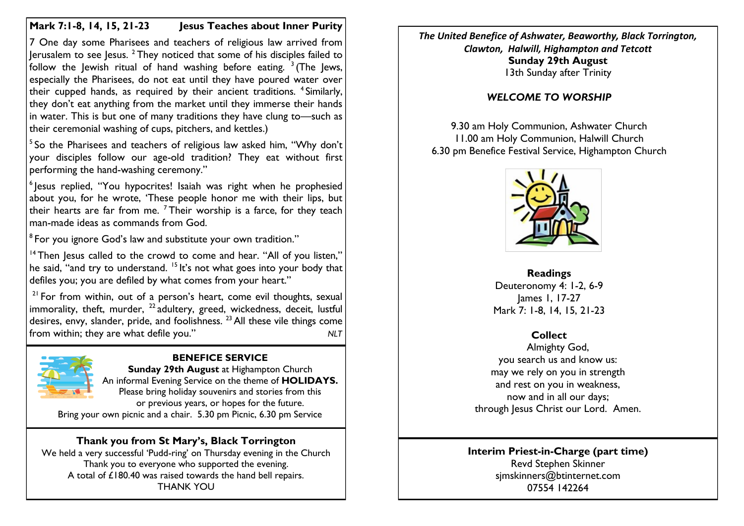## Mark 7:1-8, 14, 15, 21-23 — Jesus Teaches about Inner Purity

7 One day some Pharisees and teachers of religious law arrived from Jerusalem to see Jesus. [2] They noticed that some of his disciples failed to follow the Jewish ritual of hand washing before eating. [3] (The Jews, especially the Pharisees, do not eat until they have poured water over their cupped hands, as required by their ancient traditions. [4] Similarly, they don't eat anything from the market until they immerse their hands in water. This is but one of many traditions they have clung to—such as their ceremonial washing of cups, pitchers, and kettles.)

[5] So the Pharisees and teachers of religious law asked him, "Why don't your disciples follow our age-old tradition? They eat without first performing the hand-washing ceremony."

[6] Jesus replied, "You hypocrites! Isaiah was right when he prophesied about you, for he wrote, 'These people honor me with their lips, but their hearts are far from me. [7] Their worship is a farce, for they teach man-made ideas as commands from God.

[8] For you ignore God's law and substitute your own tradition."

[14] Then Jesus called to the crowd to come and hear. "All of you listen," he said, "and try to understand. [15] It's not what goes into your body that defiles you; you are defiled by what comes from your heart."

[21] For from within, out of a person's heart, come evil thoughts, sexual immorality, theft, murder, [22] adultery, greed, wickedness, deceit, lustful desires, envy, slander, pride, and foolishness. [23] All these vile things come from within; they are what defile you." *NLT*

---

**BENEFICE SERVICE**

**Sunday 29th August** at Highampton Church
An informal Evening Service on the theme of **HOLIDAYS.**
Please bring holiday souvenirs and stories from this or previous years, or hopes for the future.
Bring your own picnic and a chair. 5.30 pm Picnic, 6.30 pm Service

---

**Thank you from St Mary's, Black Torrington**

We held a very successful 'Pudd-ring' on Thursday evening in the Church
Thank you to everyone who supported the evening.
A total of £180.40 was raised towards the hand bell repairs.
THANK YOU

---

***The United Benefice of Ashwater, Beaworthy, Black Torrington, Clawton, Halwill, Highampton and Tetcott***

**Sunday 29th August**
13th Sunday after Trinity

***WELCOME TO WORSHIP***

9.30 am Holy Communion, Ashwater Church
11.00 am Holy Communion, Halwill Church
6.30 pm Benefice Festival Service, Highampton Church

**Readings**

Deuteronomy 4: 1-2, 6-9
James 1, 17-27
Mark 7: 1-8, 14, 15, 21-23

**Collect**

Almighty God,
you search us and know us:
may we rely on you in strength
and rest on you in weakness,
now and in all our days;
through Jesus Christ our Lord. Amen.

---

**Interim Priest-in-Charge (part time)**

Revd Stephen Skinner
sjmskinners@btinternet.com
07554 142264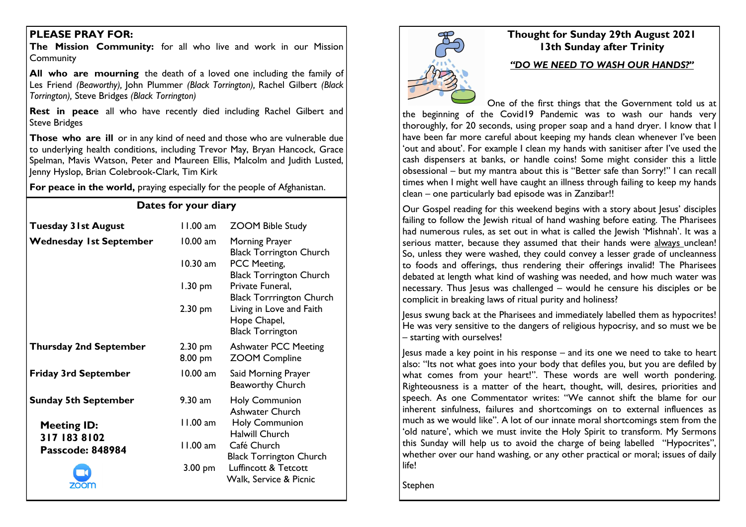**PLEASE PRAY FOR:**

**The Mission Community:** for all who live and work in our Mission Community

**All who are mourning** the death of a loved one including the family of Les Friend *(Beaworthy),* John Plummer *(Black Torrington),* Rachel Gilbert *(Black Torrington),* Steve Bridges *(Black Torrington)*

**Rest in peace** all who have recently died including Rachel Gilbert and Steve Bridges

**Those who are ill** or in any kind of need and those who are vulnerable due to underlying health conditions, including Trevor May, Bryan Hancock, Grace Spelman, Mavis Watson, Peter and Maureen Ellis, Malcolm and Judith Lusted, Jenny Hyslop, Brian Colebrook-Clark, Tim Kirk

**For peace in the world,** praying especially for the people of Afghanistan.

## Dates for your diary

| | | |
|---|---|---|
| **Tuesday 31st August** | 11.00 am | ZOOM Bible Study |
| **Wednesday 1st September** | 10.00 am | Morning Prayer Black Torrington Church |
| | 10.30 am | PCC Meeting, Black Torrington Church |
| | 1.30 pm | Private Funeral, Black Torrrington Church |
| | 2.30 pm | Living in Love and Faith Hope Chapel, Black Torrington |
| **Thursday 2nd September** | 2.30 pm | Ashwater PCC Meeting |
| | 8.00 pm | ZOOM Compline |
| **Friday 3rd September** | 10.00 am | Said Morning Prayer Beaworthy Church |
| **Sunday 5th September** | 9.30 am | Holy Communion Ashwater Church |
| | 11.00 am | Holy Communion Halwill Church |
| | 11.00 am | Café Church Black Torrington Church |
| | 3.00 pm | Luffincott & Tetcott Walk, Service & Picnic |

**Meeting ID: 317 183 8102**
**Passcode: 848984**

zoom

## Thought for Sunday 29th August 2021
## 13th Sunday after Trinity

***"DO WE NEED TO WASH OUR HANDS?"***

One of the first things that the Government told us at the beginning of the Covid19 Pandemic was to wash our hands very thoroughly, for 20 seconds, using proper soap and a hand dryer. I know that I have been far more careful about keeping my hands clean whenever I've been 'out and about'. For example I clean my hands with sanitiser after I've used the cash dispensers at banks, or handle coins! Some might consider this a little obsessional – but my mantra about this is "Better safe than Sorry!" I can recall times when I might well have caught an illness through failing to keep my hands clean – one particularly bad episode was in Zanzibar!!

Our Gospel reading for this weekend begins with a story about Jesus' disciples failing to follow the Jewish ritual of hand washing before eating. The Pharisees had numerous rules, as set out in what is called the Jewish 'Mishnah'. It was a serious matter, because they assumed that their hands were always unclean! So, unless they were washed, they could convey a lesser grade of uncleanness to foods and offerings, thus rendering their offerings invalid! The Pharisees debated at length what kind of washing was needed, and how much water was necessary. Thus Jesus was challenged – would he censure his disciples or be complicit in breaking laws of ritual purity and holiness?

Jesus swung back at the Pharisees and immediately labelled them as hypocrites! He was very sensitive to the dangers of religious hypocrisy, and so must we be – starting with ourselves!

Jesus made a key point in his response – and its one we need to take to heart also: "Its not what goes into your body that defiles you, but you are defiled by what comes from your heart!". These words are well worth pondering. Righteousness is a matter of the heart, thought, will, desires, priorities and speech. As one Commentator writes: "We cannot shift the blame for our inherent sinfulness, failures and shortcomings on to external influences as much as we would like". A lot of our innate moral shortcomings stem from the 'old nature', which we must invite the Holy Spirit to transform. My Sermons this Sunday will help us to avoid the charge of being labelled "Hypocrites", whether over our hand washing, or any other practical or moral; issues of daily life!

Stephen